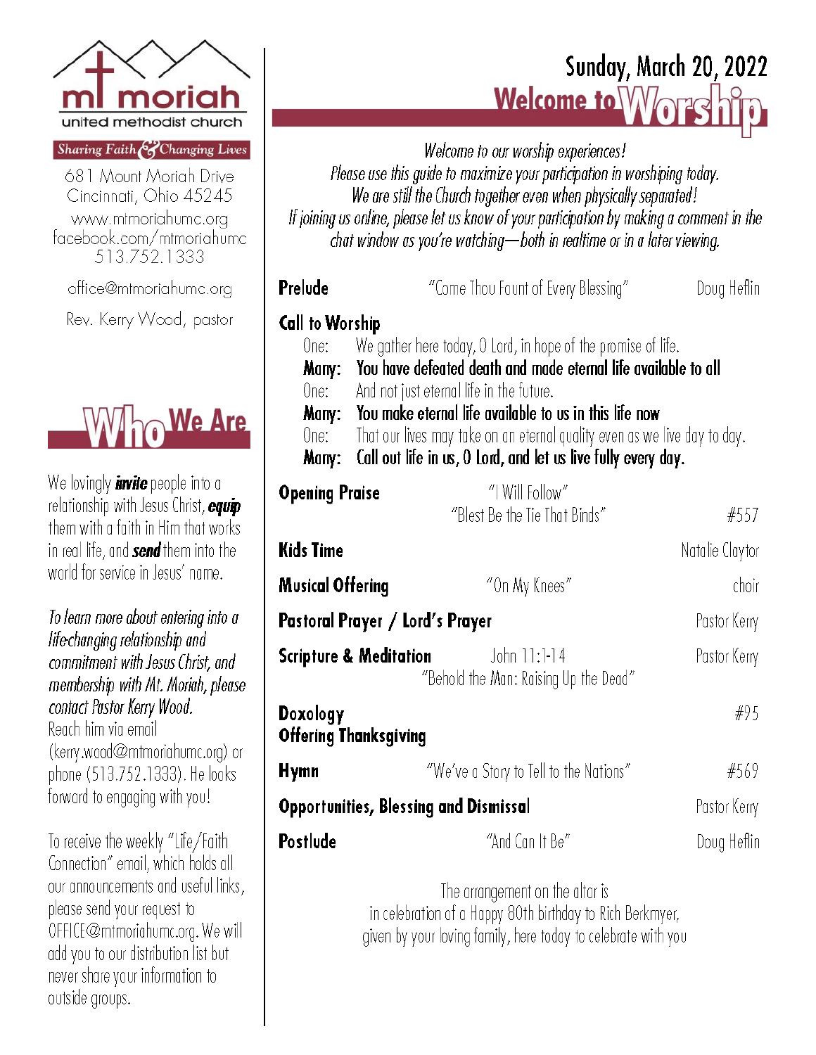mt moriah

united methodist church

Sharing Faith & Changing Lives

681 Mount Moriah Drive
Cincinnati, Ohio 45245

www.mtmoriahumc.org
facebook.com/mtmoriahumc
513.752.1333

office@mtmoriahumc.org

Rev. Kerry Wood, pastor

## Who We Are

We lovingly ***invite*** people into a relationship with Jesus Christ, ***equip*** them with a faith in Him that works in real life, and ***send*** them into the world for service in Jesus' name.

*To learn more about entering into a life-changing relationship and commitment with Jesus Christ, and membership with Mt. Moriah, please contact Pastor Kerry Wood.* Reach him via email (kerry.wood@mtmoriahumc.org) or phone (513.752.1333). He looks forward to engaging with you!

To receive the weekly "Life/Faith Connection" email, which holds all our announcements and useful links, please send your request to OFFICE@mtmoriahumc.org. We will add you to our distribution list but never share your information to outside groups.

# Sunday, March 20, 2022

## Welcome to Worship

*Welcome to our worship experiences!*
*Please use this guide to maximize your participation in worshiping today.*
*We are still the Church together even when physically separated!*
*If joining us online, please let us know of your participation by making a comment in the chat window as you're watching—both in realtime or in a later viewing.*

**Prelude** "Come Thou Fount of Every Blessing" Doug Heflin

**Call to Worship**

One: We gather here today, O Lord, in hope of the promise of life.
**Many: You have defeated death and made eternal life available to all**
One: And not just eternal life in the future.
**Many: You make eternal life available to us in this life now**
One: That our lives may take on an eternal quality even as we live day to day.
**Many: Call out life in us, O Lord, and let us live fully every day.**

**Opening Praise** "I Will Follow"
"Blest Be the Tie That Binds" #557

**Kids Time** Natalie Claytor

**Musical Offering** "On My Knees" choir

**Pastoral Prayer / Lord's Prayer** Pastor Kerry

**Scripture & Meditation** John 11:1-14 Pastor Kerry
"Behold the Man: Raising Up the Dead"

**Doxology** #95
**Offering Thanksgiving**

**Hymn** "We've a Story to Tell to the Nations" #569

**Opportunities, Blessing and Dismissal** Pastor Kerry

**Postlude** "And Can It Be" Doug Heflin

The arrangement on the altar is
in celebration of a Happy 80th birthday to Rich Berkmyer,
given by your loving family, here today to celebrate with you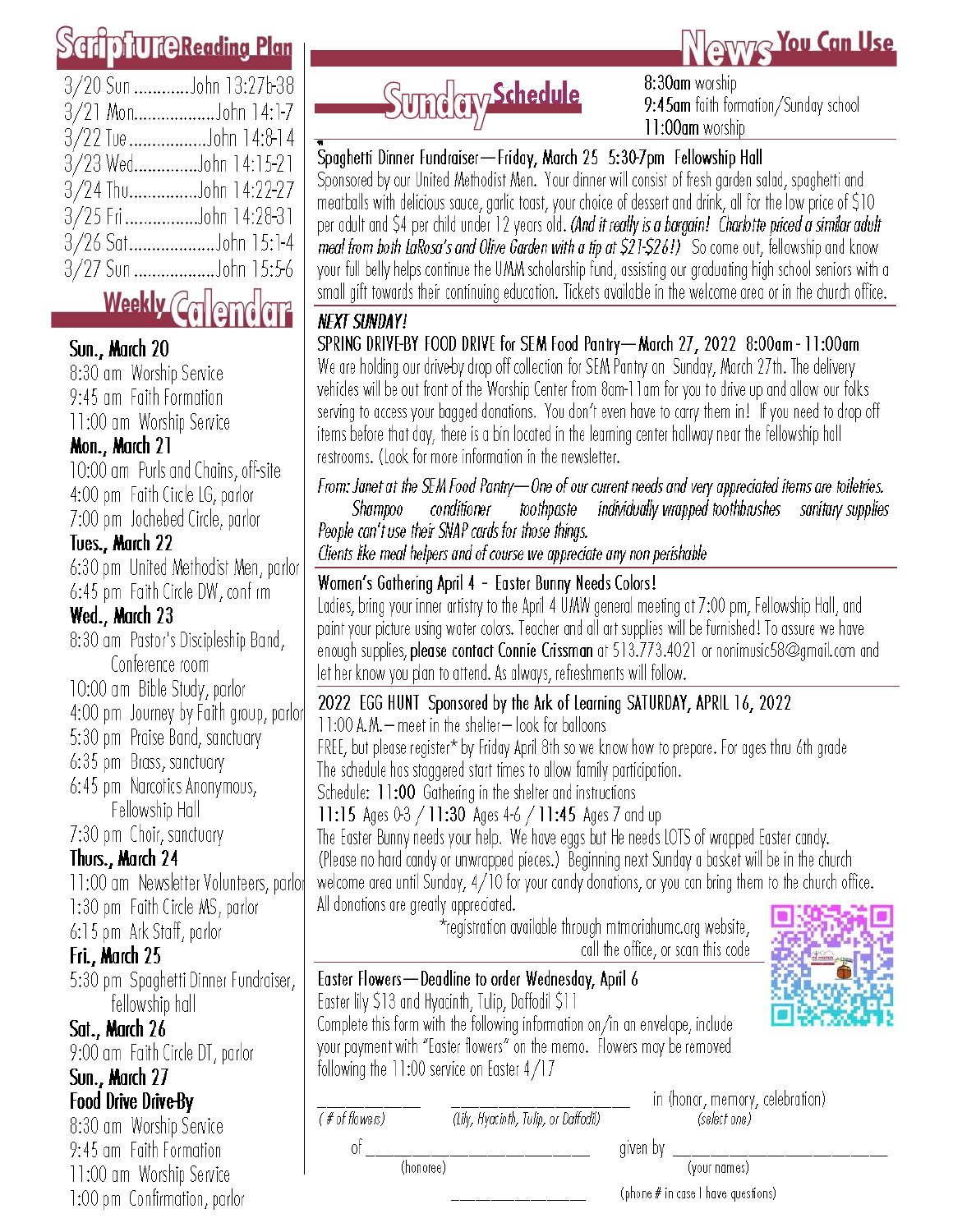## Scripture Reading Plan

3/20 Sun ............John 13:27b-38
3/21 Mon.................John 14:1-7
3/22 Tue .................John 14:8-14
3/23 Wed.............John 14:15-21
3/24 Thu..............John 14:22-27
3/25 Fri ................John 14:28-31
3/26 Sat...................John 15:1-4
3/27 Sun ..................John 15:5-6

## Weekly Calendar

**Sun., March 20**
8:30 am Worship Service
9:45 am Faith Formation
11:00 am Worship Service

**Mon., March 21**
10:00 am Purls and Chains, off-site
4:00 pm Faith Circle LG, parlor
7:00 pm Jochebed Circle, parlor

**Tues., March 22**
6:30 pm United Methodist Men, parlor
6:45 pm Faith Circle DW, conf rm

**Wed., March 23**
8:30 am Pastor's Discipleship Band, Conference room
10:00 am Bible Study, parlor
4:00 pm Journey by Faith group, parlor
5:30 pm Praise Band, sanctuary
6:35 pm Brass, sanctuary
6:45 pm Narcotics Anonymous, Fellowship Hall
7:30 pm Choir, sanctuary

**Thurs., March 24**
11:00 am Newsletter Volunteers, parlor
1:30 pm Faith Circle MS, parlor
6:15 pm Ark Staff, parlor

**Fri., March 25**
5:30 pm Spaghetti Dinner Fundraiser, fellowship hall

**Sat., March 26**
9:00 am Faith Circle DT, parlor

**Sun., March 27**
**Food Drive Drive-By**
8:30 am Worship Service
9:45 am Faith Formation
11:00 am Worship Service
1:00 pm Confirmation, parlor

## News You Can Use

### Sunday Schedule

**8:30am** worship
**9:45am** faith formation/Sunday school
**11:00am** worship

**Spaghetti Dinner Fundraiser—Friday, March 25 5:30-7pm Fellowship Hall**
Sponsored by our United Methodist Men. Your dinner will consist of fresh garden salad, spaghetti and meatballs with delicious sauce, garlic toast, your choice of dessert and drink, all for the low price of $10 per adult and $4 per child under 12 years old. *(And it really is a bargain! Charlotte priced a similar adult meal from both LaRosa's and Olive Garden with a tip at $21-$26!)* So come out, fellowship and know your full belly helps continue the UMM scholarship fund, assisting our graduating high school seniors with a small gift towards their continuing education. Tickets available in the welcome area or in the church office.

***NEXT SUNDAY!***
**SPRING DRIVE-BY FOOD DRIVE for SEM Food Pantry—March 27, 2022 8:00am - 11:00am**
We are holding our drive-by drop off collection for SEM Pantry on Sunday, March 27th. The delivery vehicles will be out front of the Worship Center from 8am-11am for you to drive up and allow our folks serving to access your bagged donations. You don't even have to carry them in! If you need to drop off items before that day, there is a bin located in the learning center hallway near the fellowship hall restrooms. (Look for more information in the newsletter.

*From: Janet at the SEM Food Pantry—One of our current needs and very appreciated items are toiletries.*
*Shampoo conditioner toothpaste individually wrapped toothbrushes sanitary supplies*
*People can't use their SNAP cards for those things.*
*Clients like meal helpers and of course we appreciate any non perishable*

**Women's Gathering April 4 - Easter Bunny Needs Colors!**
Ladies, bring your inner artistry to the April 4 UMW general meeting at 7:00 pm, Fellowship Hall, and paint your picture using water colors. Teacher and all art supplies will be furnished! To assure we have enough supplies, **please contact Connie Crissman** at 513.773.4021 or nonimusic58@gmail.com and let her know you plan to attend. As always, refreshments will follow.

**2022 EGG HUNT Sponsored by the Ark of Learning SATURDAY, APRIL 16, 2022**
11:00 A.M.—meet in the shelter—look for balloons
FREE, but please register* by Friday April 8th so we know how to prepare. For ages thru 6th grade
The schedule has staggered start times to allow family participation.
Schedule: **11:00** Gathering in the shelter and instructions
**11:15** Ages 0-3 / **11:30** Ages 4-6 / **11:45** Ages 7 and up
The Easter Bunny needs your help. We have eggs but He needs LOTS of wrapped Easter candy. (Please no hard candy or unwrapped pieces.) Beginning next Sunday a basket will be in the church welcome area until Sunday, 4/10 for your candy donations, or you can bring them to the church office. All donations are greatly appreciated.
*registration available through mtmoriahumc.org website, call the office, or scan this code

**Easter Flowers—Deadline to order Wednesday, April 6**
Easter lily $13 and Hyacinth, Tulip, Daffodil $11
Complete this form with the following information on/in an envelope, include your payment with "Easter flowers" on the memo. Flowers may be removed following the 11:00 service on Easter 4/17

__________ (# of flowers) __________________ (Lily, Hyacinth, Tulip, or Daffodil) in (honor, memory, celebration) (select one)

of ______________________ (honoree) given by ______________________ (your names)

______________ (phone # in case I have questions)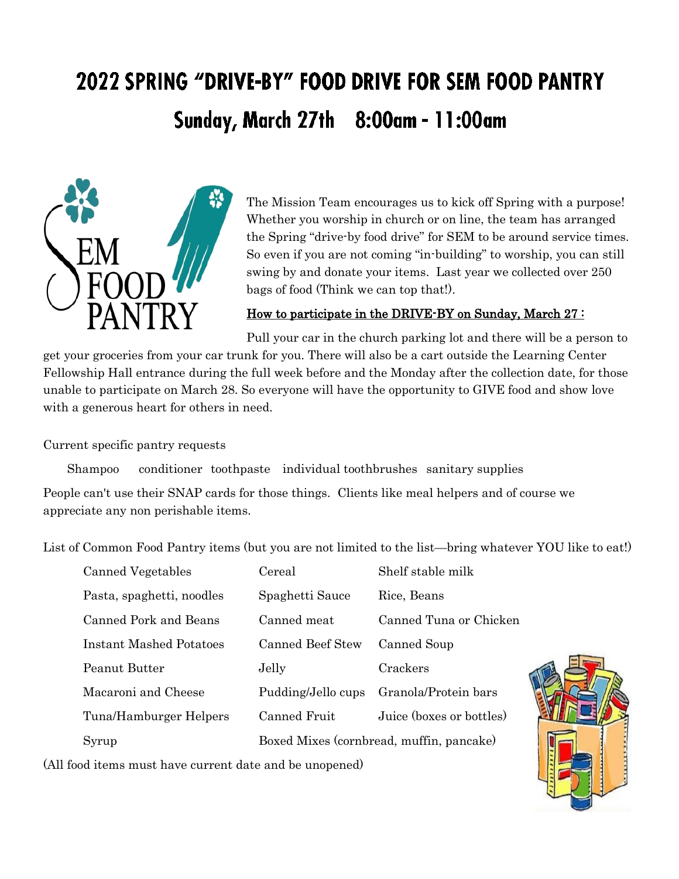# 2022 SPRING "DRIVE-BY" FOOD DRIVE FOR SEM FOOD PANTRY

## Sunday, March 27th 8:00am - 11:00am

The Mission Team encourages us to kick off Spring with a purpose! Whether you worship in church or on line, the team has arranged the Spring "drive-by food drive" for SEM to be around service times. So even if you are not coming "in-building" to worship, you can still swing by and donate your items. Last year we collected over 250 bags of food (Think we can top that!).

<u>How to participate in the DRIVE-BY on Sunday, March 27 :</u>

Pull your car in the church parking lot and there will be a person to get your groceries from your car trunk for you. There will also be a cart outside the Learning Center Fellowship Hall entrance during the full week before and the Monday after the collection date, for those unable to participate on March 28. So everyone will have the opportunity to GIVE food and show love with a generous heart for others in need.

Current specific pantry requests

Shampoo conditioner toothpaste individual toothbrushes sanitary supplies

People can't use their SNAP cards for those things. Clients like meal helpers and of course we appreciate any non perishable items.

List of Common Food Pantry items (but you are not limited to the list—bring whatever YOU like to eat!)

| | | |
|---|---|---|
| Canned Vegetables | Cereal | Shelf stable milk |
| Pasta, spaghetti, noodles | Spaghetti Sauce | Rice, Beans |
| Canned Pork and Beans | Canned meat | Canned Tuna or Chicken |
| Instant Mashed Potatoes | Canned Beef Stew | Canned Soup |
| Peanut Butter | Jelly | Crackers |
| Macaroni and Cheese | Pudding/Jello cups | Granola/Protein bars |
| Tuna/Hamburger Helpers | Canned Fruit | Juice (boxes or bottles) |
| Syrup | Boxed Mixes (cornbread, muffin, pancake) | |

(All food items must have current date and be unopened)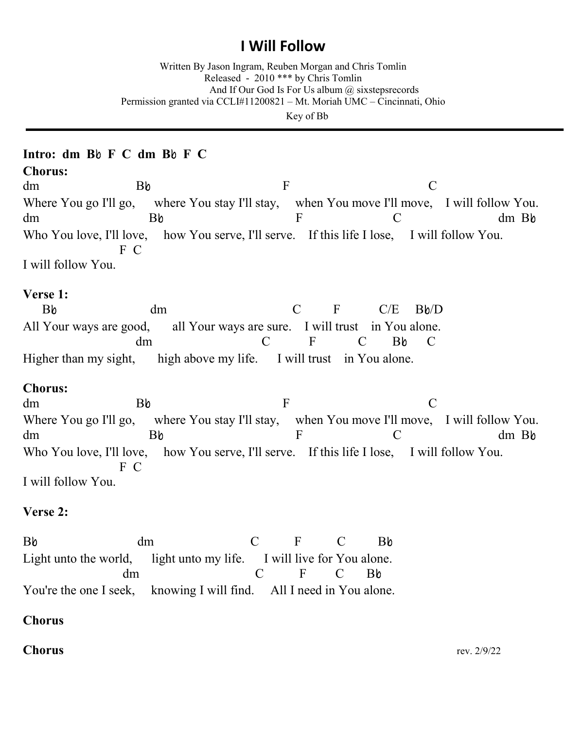# I Will Follow

Written By Jason Ingram, Reuben Morgan and Chris Tomlin
Released - 2010 *** by Chris Tomlin
And If Our God Is For Us album @ sixstepsrecords
Permission granted via CCLI#11200821 – Mt. Moriah UMC – Cincinnati, Ohio

Key of Bb

---

**Intro: dm Bb F C dm Bb F C**

**Chorus:**

```
dm                  Bb                      F                        C
Where You go I'll go,    where You stay I'll stay,    when You move I'll move,    I will follow You.
dm                    Bb                      F                C                     dm  Bb
Who You love, I'll love,    how You serve, I'll serve.    If this life I lose,    I will follow You.
                F  C
I will follow You.
```

**Verse 1:**

```
   Bb                  dm                        C       F        C/E    Bb/D
All Your ways are good,     all Your ways are sure.   I will trust   in You alone.
                    dm                   C        F        C      Bb     C
Higher than my sight,     high above my life.    I will trust   in You alone.
```

**Chorus:**

```
dm                  Bb                      F                        C
Where You go I'll go,    where You stay I'll stay,    when You move I'll move,    I will follow You.
dm                    Bb                      F                C                     dm  Bb
Who You love, I'll love,    how You serve, I'll serve.    If this life I lose,    I will follow You.
                F  C
I will follow You.
```

**Verse 2:**

```
Bb                  dm                  C        F        C        Bb
Light unto the world,     light unto my life.    I will live for You alone.
                  dm                     C       F       C      Bb
You're the one I seek,    knowing I will find.    All I need in You alone.
```

**Chorus**

**Chorus**

rev. 2/9/22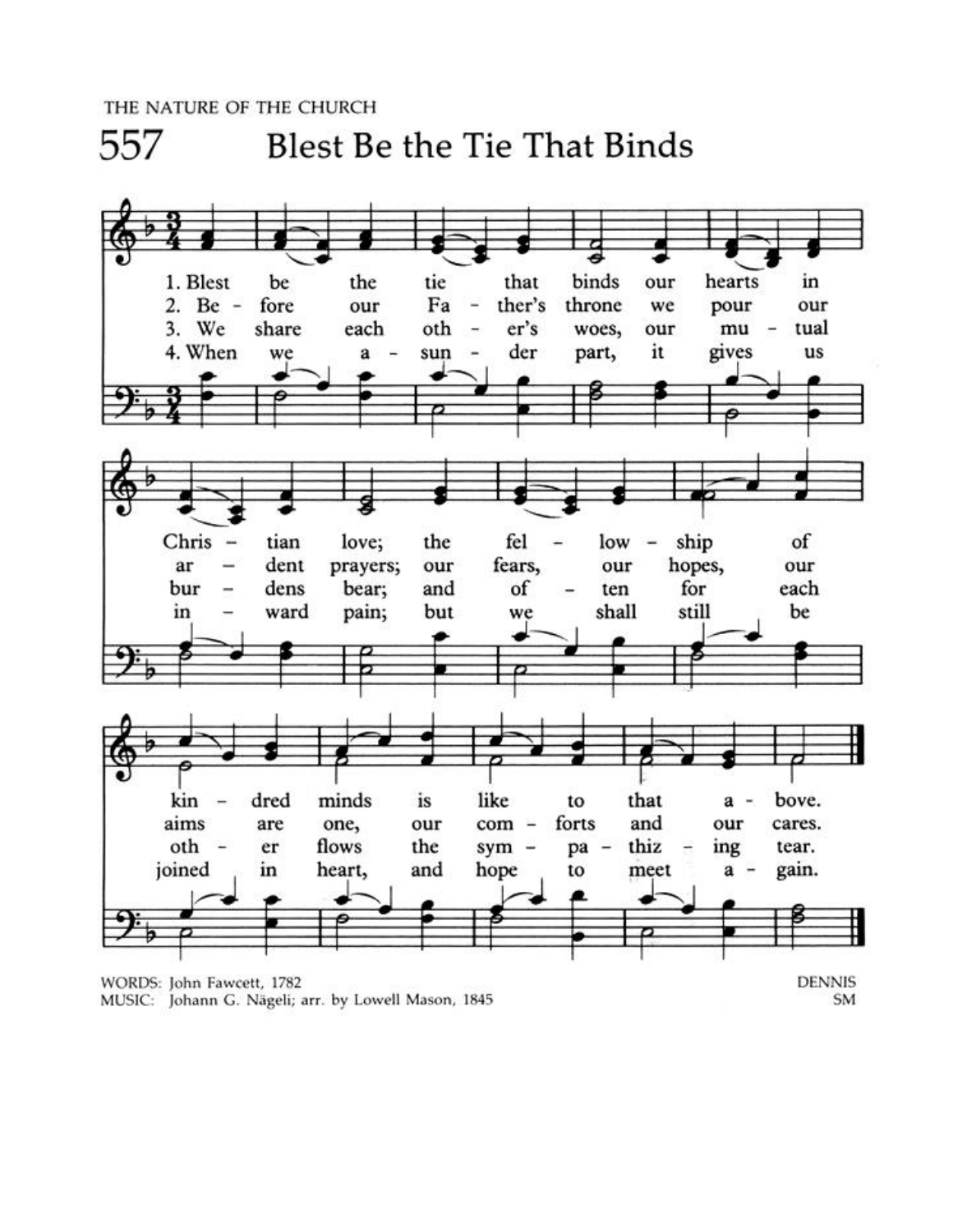THE NATURE OF THE CHURCH

# 557 Blest Be the Tie That Binds

1. Blest be the tie that binds our hearts in Christian love; the fellowship of kindred minds is like to that above.

2. Before our Father's throne we pour our ardent prayers; our fears, our hopes, our aims are one, our comforts and our cares.

3. We share each other's woes, our mutual burdens bear; and often for each other flows the sympathizing tear.

4. When we asunder part, it gives us inward pain; but we shall still be joined in heart, and hope to meet again.

WORDS: John Fawcett, 1782
MUSIC: Johann G. Nägeli; arr. by Lowell Mason, 1845

DENNIS
SM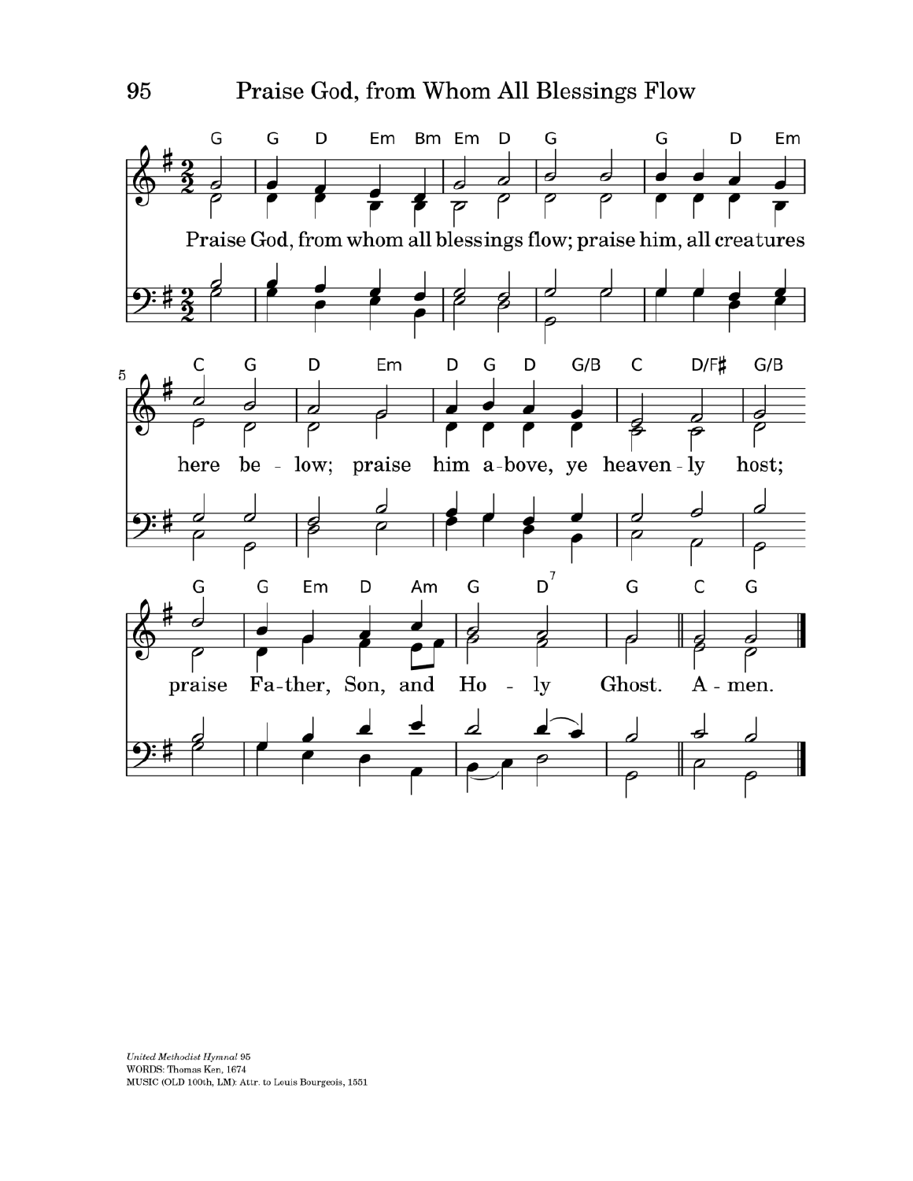# Praise God, from Whom All Blessings Flow

Praise God, from whom all blessings flow; praise him, all creatures here below; praise him above, ye heavenly host; praise Father, Son, and Holy Ghost. Amen.

*United Methodist Hymnal* 95
WORDS: Thomas Ken, 1674
MUSIC (OLD 100th, LM): Attr. to Louis Bourgeois, 1551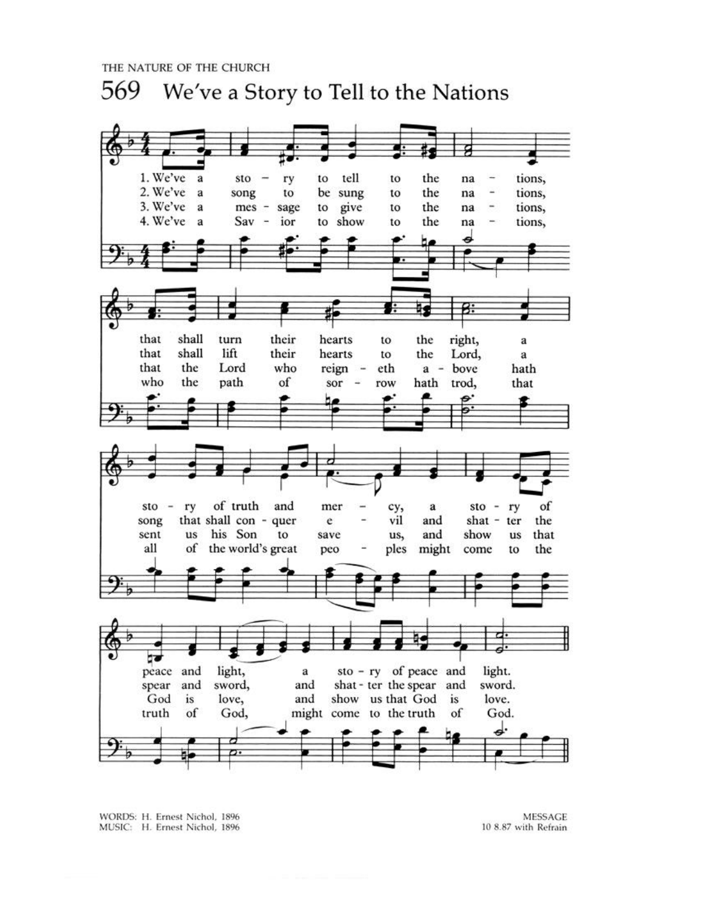THE NATURE OF THE CHURCH

# 569 We've a Story to Tell to the Nations

1. We've a story to tell to the nations,
that shall turn their hearts to the right,
a story of truth and mercy,
a story of peace and light,
a story of peace and light.

2. We've a song to be sung to the nations,
that shall lift their hearts to the Lord,
a song that shall conquer evil
and shatter the spear and sword,
and shatter the spear and sword.

3. We've a message to give to the nations,
that the Lord who reigneth above
hath sent us his Son to save us,
and show us that God is love,
and show us that God is love.

4. We've a Savior to show to the nations,
who the path of sorrow hath trod,
that all of the world's great peoples
might come to the truth of God,
might come to the truth of God.

WORDS: H. Ernest Nichol, 1896
MUSIC: H. Ernest Nichol, 1896

MESSAGE
10 8.87 with Refrain